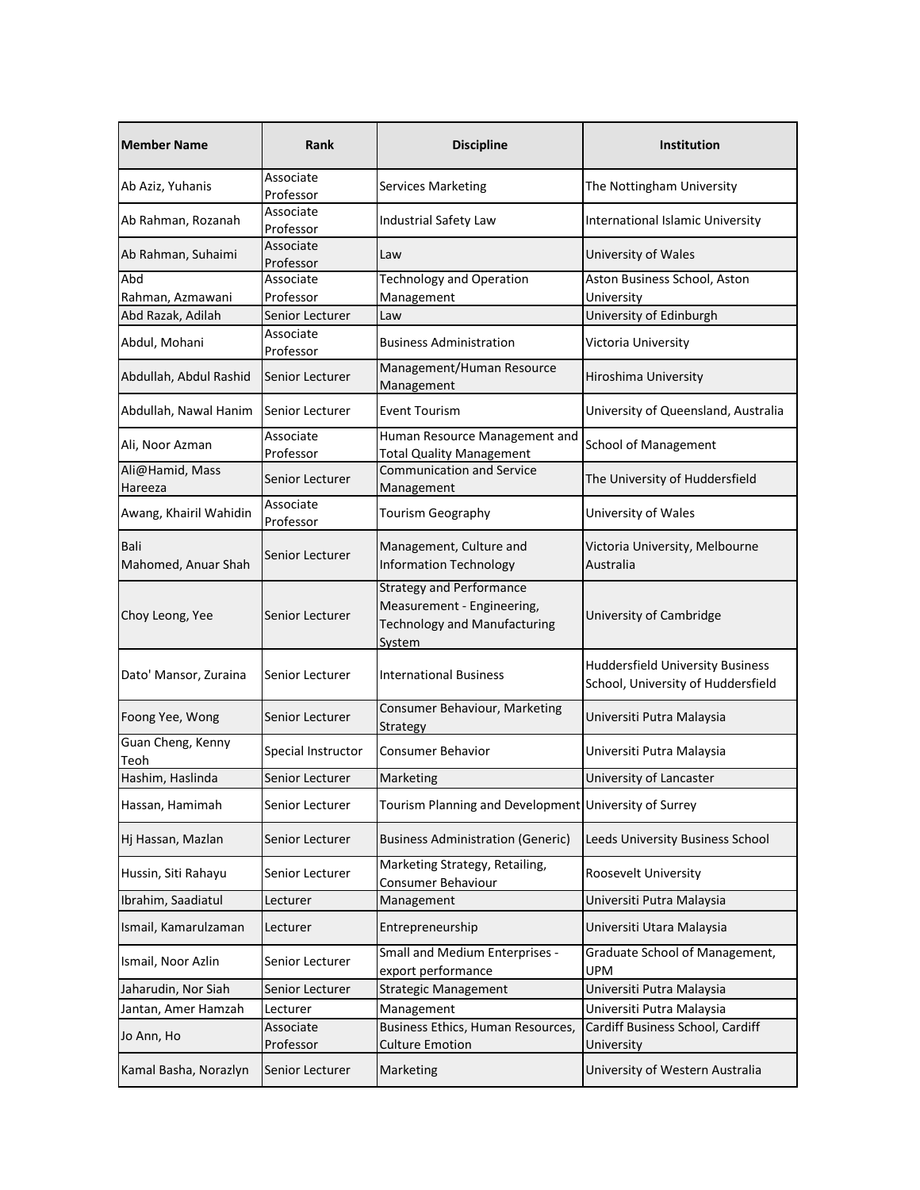| Member Name | Rank | Discipline | Institution |
|---|---|---|---|
| Ab Aziz, Yuhanis | Associate Professor | Services Marketing | The Nottingham University |
| Ab Rahman, Rozanah | Associate Professor | Industrial Safety Law | International Islamic University |
| Ab Rahman, Suhaimi | Associate Professor | Law | University of Wales |
| Abd Rahman, Azmawani | Associate Professor | Technology and Operation Management | Aston Business School, Aston University |
| Abd Razak, Adilah | Senior Lecturer | Law | University of Edinburgh |
| Abdul, Mohani | Associate Professor | Business Administration | Victoria University |
| Abdullah, Abdul Rashid | Senior Lecturer | Management/Human Resource Management | Hiroshima University |
| Abdullah, Nawal Hanim | Senior Lecturer | Event Tourism | University of Queensland, Australia |
| Ali, Noor Azman | Associate Professor | Human Resource Management and Total Quality Management | School of Management |
| Ali@Hamid, Mass Hareeza | Senior Lecturer | Communication and Service Management | The University of Huddersfield |
| Awang, Khairil Wahidin | Associate Professor | Tourism Geography | University of Wales |
| Bali Mahomed, Anuar Shah | Senior Lecturer | Management, Culture and Information Technology | Victoria University, Melbourne Australia |
| Choy Leong, Yee | Senior Lecturer | Strategy and Performance Measurement - Engineering, Technology and Manufacturing System | University of Cambridge |
| Dato' Mansor, Zuraina | Senior Lecturer | International Business | Huddersfield University Business School, University of Huddersfield |
| Foong Yee, Wong | Senior Lecturer | Consumer Behaviour, Marketing Strategy | Universiti Putra Malaysia |
| Guan Cheng, Kenny Teoh | Special Instructor | Consumer Behavior | Universiti Putra Malaysia |
| Hashim, Haslinda | Senior Lecturer | Marketing | University of Lancaster |
| Hassan, Hamimah | Senior Lecturer | Tourism Planning and Development | University of Surrey |
| Hj Hassan, Mazlan | Senior Lecturer | Business Administration (Generic) | Leeds University Business School |
| Hussin, Siti Rahayu | Senior Lecturer | Marketing Strategy, Retailing, Consumer Behaviour | Roosevelt University |
| Ibrahim, Saadiatul | Lecturer | Management | Universiti Putra Malaysia |
| Ismail, Kamarulzaman | Lecturer | Entrepreneurship | Universiti Utara Malaysia |
| Ismail, Noor Azlin | Senior Lecturer | Small and Medium Enterprises - export performance | Graduate School of Management, UPM |
| Jaharudin, Nor Siah | Senior Lecturer | Strategic Management | Universiti Putra Malaysia |
| Jantan, Amer Hamzah | Lecturer | Management | Universiti Putra Malaysia |
| Jo Ann, Ho | Associate Professor | Business Ethics, Human Resources, Culture Emotion | Cardiff Business School, Cardiff University |
| Kamal Basha, Norazlyn | Senior Lecturer | Marketing | University of Western Australia |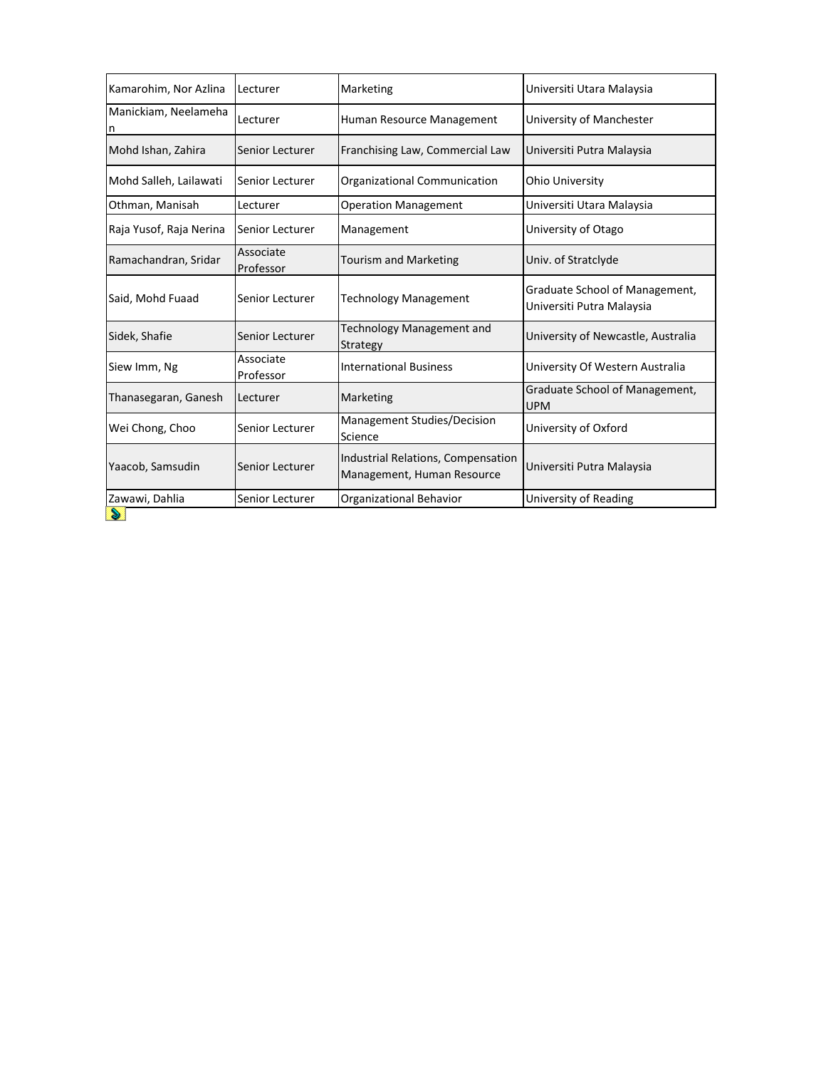| | | | |
|---|---|---|---|
| Kamarohim, Nor Azlina | Lecturer | Marketing | Universiti Utara Malaysia |
| Manickiam, Neelamehan | Lecturer | Human Resource Management | University of Manchester |
| Mohd Ishan, Zahira | Senior Lecturer | Franchising Law, Commercial Law | Universiti Putra Malaysia |
| Mohd Salleh, Lailawati | Senior Lecturer | Organizational Communication | Ohio University |
| Othman, Manisah | Lecturer | Operation Management | Universiti Utara Malaysia |
| Raja Yusof, Raja Nerina | Senior Lecturer | Management | University of Otago |
| Ramachandran, Sridar | Associate Professor | Tourism and Marketing | Univ. of Stratclyde |
| Said, Mohd Fuaad | Senior Lecturer | Technology Management | Graduate School of Management, Universiti Putra Malaysia |
| Sidek, Shafie | Senior Lecturer | Technology Management and Strategy | University of Newcastle, Australia |
| Siew Imm, Ng | Associate Professor | International Business | University Of Western Australia |
| Thanasegaran, Ganesh | Lecturer | Marketing | Graduate School of Management, UPM |
| Wei Chong, Choo | Senior Lecturer | Management Studies/Decision Science | University of Oxford |
| Yaacob, Samsudin | Senior Lecturer | Industrial Relations, Compensation Management, Human Resource | Universiti Putra Malaysia |
| Zawawi, Dahlia | Senior Lecturer | Organizational Behavior | University of Reading |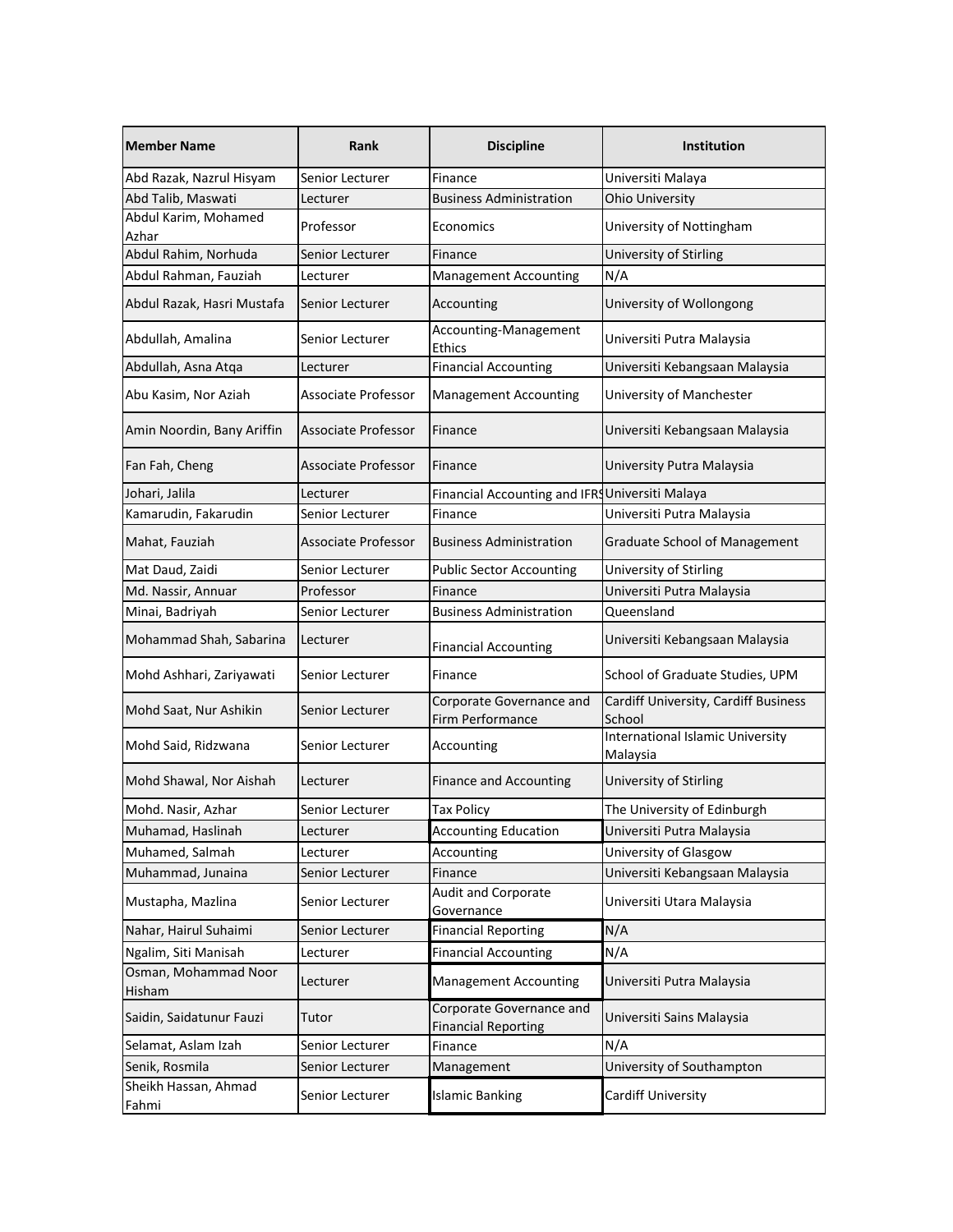| Member Name | Rank | Discipline | Institution |
|---|---|---|---|
| Abd Razak, Nazrul Hisyam | Senior Lecturer | Finance | Universiti Malaya |
| Abd Talib, Maswati | Lecturer | Business Administration | Ohio University |
| Abdul Karim, Mohamed Azhar | Professor | Economics | University of Nottingham |
| Abdul Rahim, Norhuda | Senior Lecturer | Finance | University of Stirling |
| Abdul Rahman, Fauziah | Lecturer | Management Accounting | N/A |
| Abdul Razak, Hasri Mustafa | Senior Lecturer | Accounting | University of Wollongong |
| Abdullah, Amalina | Senior Lecturer | Accounting-Management Ethics | Universiti Putra Malaysia |
| Abdullah, Asna Atqa | Lecturer | Financial Accounting | Universiti Kebangsaan Malaysia |
| Abu Kasim, Nor Aziah | Associate Professor | Management Accounting | University of Manchester |
| Amin Noordin, Bany Ariffin | Associate Professor | Finance | Universiti Kebangsaan Malaysia |
| Fan Fah, Cheng | Associate Professor | Finance | University Putra Malaysia |
| Johari, Jalila | Lecturer | Financial Accounting and IFRS | Universiti Malaya |
| Kamarudin, Fakarudin | Senior Lecturer | Finance | Universiti Putra Malaysia |
| Mahat, Fauziah | Associate Professor | Business Administration | Graduate School of Management |
| Mat Daud, Zaidi | Senior Lecturer | Public Sector Accounting | University of Stirling |
| Md. Nassir, Annuar | Professor | Finance | Universiti Putra Malaysia |
| Minai, Badriyah | Senior Lecturer | Business Administration | Queensland |
| Mohammad Shah, Sabarina | Lecturer | Financial Accounting | Universiti Kebangsaan Malaysia |
| Mohd Ashhari, Zariyawati | Senior Lecturer | Finance | School of Graduate Studies, UPM |
| Mohd Saat, Nur Ashikin | Senior Lecturer | Corporate Governance and Firm Performance | Cardiff University, Cardiff Business School |
| Mohd Said, Ridzwana | Senior Lecturer | Accounting | International Islamic University Malaysia |
| Mohd Shawal, Nor Aishah | Lecturer | Finance and Accounting | University of Stirling |
| Mohd. Nasir, Azhar | Senior Lecturer | Tax Policy | The University of Edinburgh |
| Muhamad, Haslinah | Lecturer | Accounting Education | Universiti Putra Malaysia |
| Muhamed, Salmah | Lecturer | Accounting | University of Glasgow |
| Muhammad, Junaina | Senior Lecturer | Finance | Universiti Kebangsaan Malaysia |
| Mustapha, Mazlina | Senior Lecturer | Audit and Corporate Governance | Universiti Utara Malaysia |
| Nahar, Hairul Suhaimi | Senior Lecturer | Financial Reporting | N/A |
| Ngalim, Siti Manisah | Lecturer | Financial Accounting | N/A |
| Osman, Mohammad Noor Hisham | Lecturer | Management Accounting | Universiti Putra Malaysia |
| Saidin, Saidatunur Fauzi | Tutor | Corporate Governance and Financial Reporting | Universiti Sains Malaysia |
| Selamat, Aslam Izah | Senior Lecturer | Finance | N/A |
| Senik, Rosmila | Senior Lecturer | Management | University of Southampton |
| Sheikh Hassan, Ahmad Fahmi | Senior Lecturer | Islamic Banking | Cardiff University |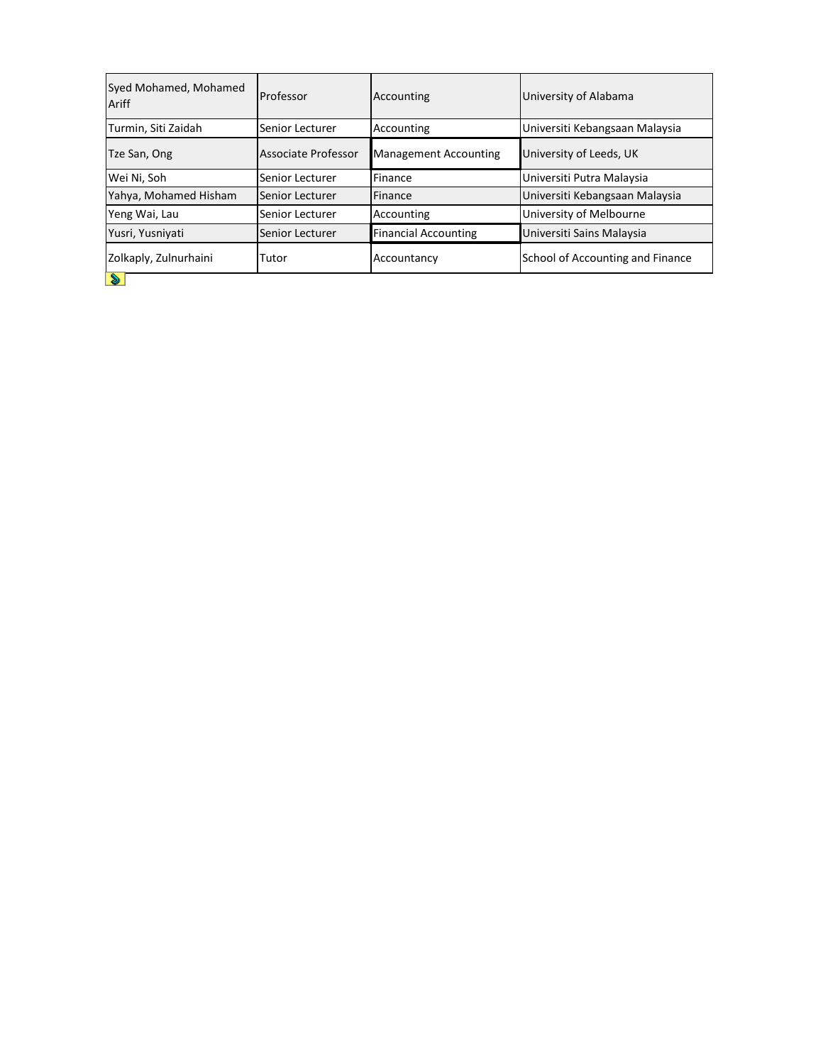| Syed Mohamed, Mohamed Ariff | Professor | Accounting | University of Alabama |
|---|---|---|---|
| Turmin, Siti Zaidah | Senior Lecturer | Accounting | Universiti Kebangsaan Malaysia |
| Tze San, Ong | Associate Professor | Management Accounting | University of Leeds, UK |
| Wei Ni, Soh | Senior Lecturer | Finance | Universiti Putra Malaysia |
| Yahya, Mohamed Hisham | Senior Lecturer | Finance | Universiti Kebangsaan Malaysia |
| Yeng Wai, Lau | Senior Lecturer | Accounting | University of Melbourne |
| Yusri, Yusniyati | Senior Lecturer | Financial Accounting | Universiti Sains Malaysia |
| Zolkaply, Zulnurhaini | Tutor | Accountancy | School of Accounting and Finance |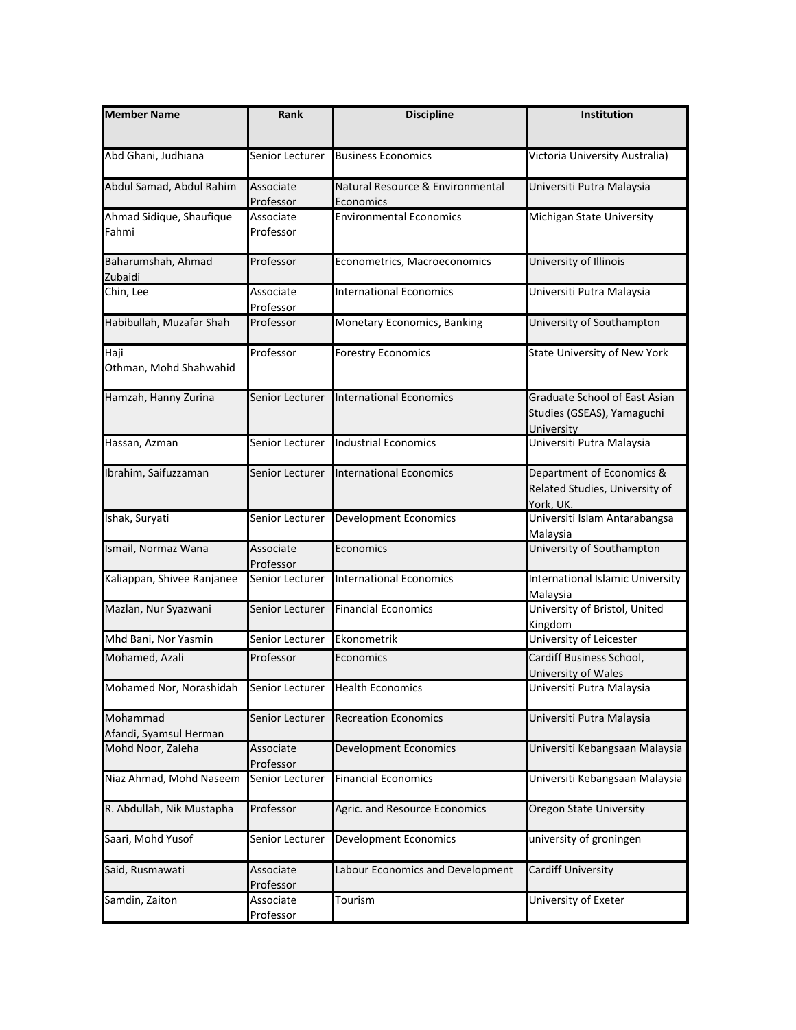| Member Name | Rank | Discipline | Institution |
|---|---|---|---|
| Abd Ghani, Judhiana | Senior Lecturer | Business Economics | Victoria University Australia) |
| Abdul Samad, Abdul Rahim | Associate Professor | Natural Resource & Environmental Economics | Universiti Putra Malaysia |
| Ahmad Sidique, Shaufique Fahmi | Associate Professor | Environmental Economics | Michigan State University |
| Baharumshah, Ahmad Zubaidi | Professor | Econometrics, Macroeconomics | University of Illinois |
| Chin, Lee | Associate Professor | International Economics | Universiti Putra Malaysia |
| Habibullah, Muzafar Shah | Professor | Monetary Economics, Banking | University of Southampton |
| Haji Othman, Mohd Shahwahid | Professor | Forestry Economics | State University of New York |
| Hamzah, Hanny Zurina | Senior Lecturer | International Economics | Graduate School of East Asian Studies (GSEAS), Yamaguchi University |
| Hassan, Azman | Senior Lecturer | Industrial Economics | Universiti Putra Malaysia |
| Ibrahim, Saifuzzaman | Senior Lecturer | International Economics | Department of Economics & Related Studies, University of York, UK. |
| Ishak, Suryati | Senior Lecturer | Development Economics | Universiti Islam Antarabangsa Malaysia |
| Ismail, Normaz Wana | Associate Professor | Economics | University of Southampton |
| Kaliappan, Shivee Ranjanee | Senior Lecturer | International Economics | International Islamic University Malaysia |
| Mazlan, Nur Syazwani | Senior Lecturer | Financial Economics | University of Bristol, United Kingdom |
| Mhd Bani, Nor Yasmin | Senior Lecturer | Ekonometrik | University of Leicester |
| Mohamed, Azali | Professor | Economics | Cardiff Business School, University of Wales |
| Mohamed Nor, Norashidah | Senior Lecturer | Health Economics | Universiti Putra Malaysia |
| Mohammad Afandi, Syamsul Herman | Senior Lecturer | Recreation Economics | Universiti Putra Malaysia |
| Mohd Noor, Zaleha | Associate Professor | Development Economics | Universiti Kebangsaan Malaysia |
| Niaz Ahmad, Mohd Naseem | Senior Lecturer | Financial Economics | Universiti Kebangsaan Malaysia |
| R. Abdullah, Nik Mustapha | Professor | Agric. and Resource Economics | Oregon State University |
| Saari, Mohd Yusof | Senior Lecturer | Development Economics | university of groningen |
| Said, Rusmawati | Associate Professor | Labour Economics and Development | Cardiff University |
| Samdin, Zaiton | Associate Professor | Tourism | University of Exeter |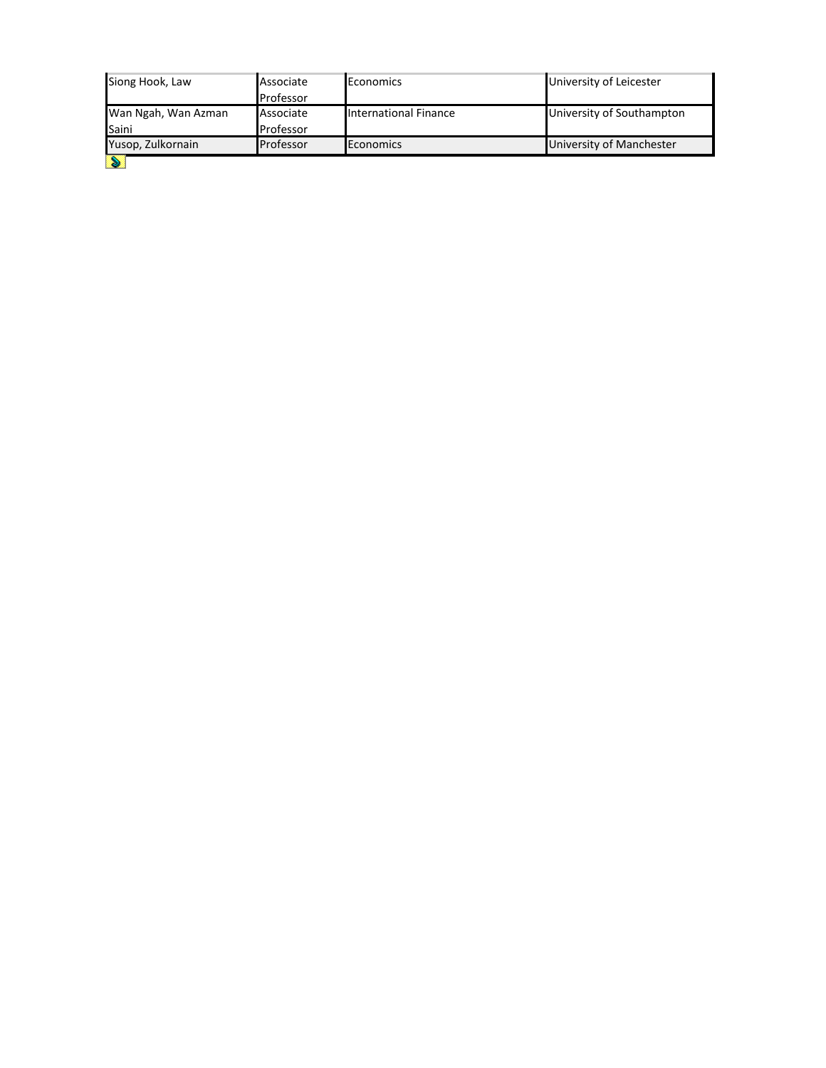| | | | |
|---|---|---|---|
| Siong Hook, Law | Associate Professor | Economics | University of Leicester |
| Wan Ngah, Wan Azman Saini | Associate Professor | International Finance | University of Southampton |
| Yusop, Zulkornain | Professor | Economics | University of Manchester |